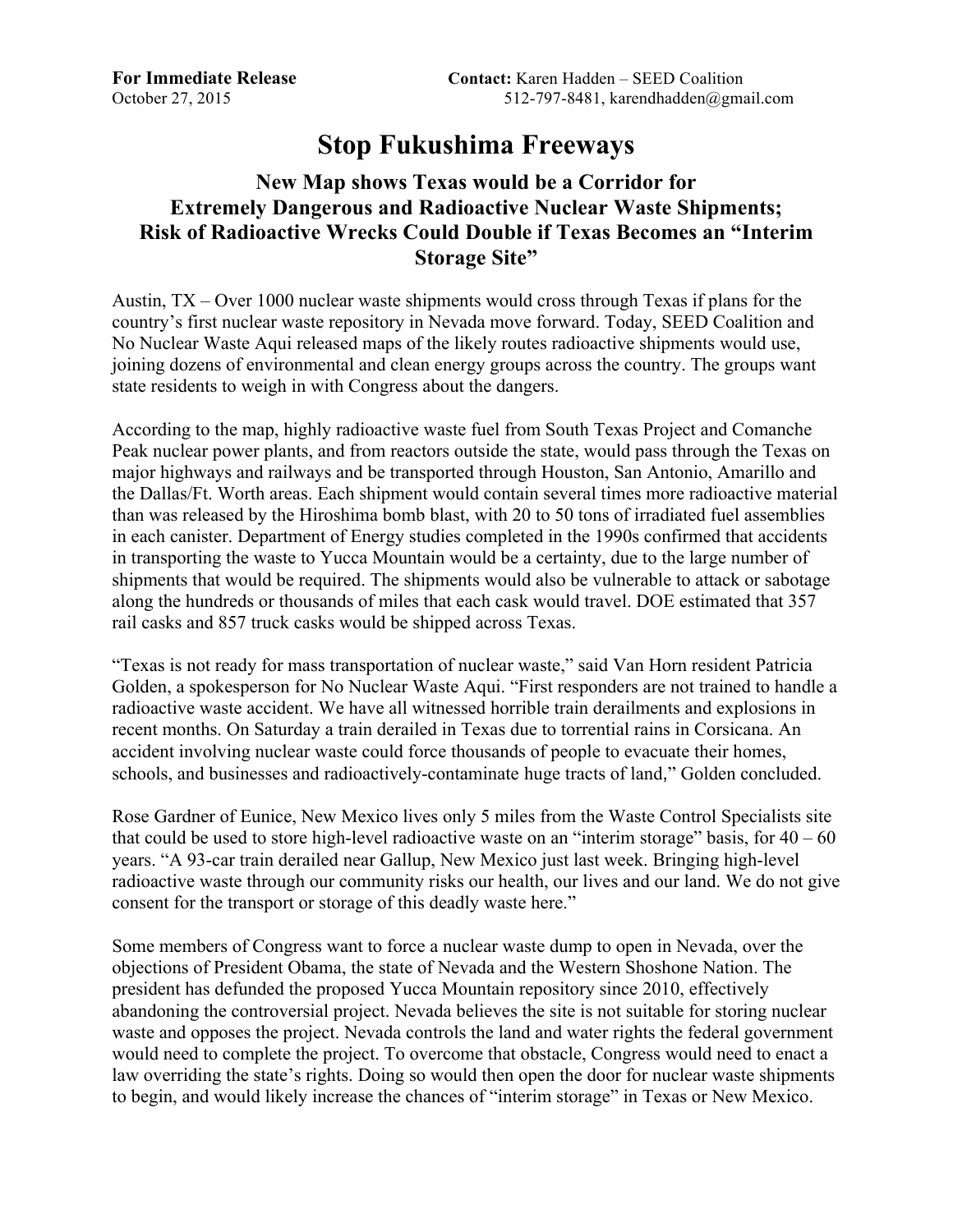**For Immediate Release**
October 27, 2015

**Contact:** Karen Hadden – SEED Coalition
512-797-8481, karendhadden@gmail.com

# Stop Fukushima Freeways

## New Map shows Texas would be a Corridor for Extremely Dangerous and Radioactive Nuclear Waste Shipments; Risk of Radioactive Wrecks Could Double if Texas Becomes an "Interim Storage Site"

Austin, TX – Over 1000 nuclear waste shipments would cross through Texas if plans for the country's first nuclear waste repository in Nevada move forward. Today, SEED Coalition and No Nuclear Waste Aqui released maps of the likely routes radioactive shipments would use, joining dozens of environmental and clean energy groups across the country. The groups want state residents to weigh in with Congress about the dangers.

According to the map, highly radioactive waste fuel from South Texas Project and Comanche Peak nuclear power plants, and from reactors outside the state, would pass through the Texas on major highways and railways and be transported through Houston, San Antonio, Amarillo and the Dallas/Ft. Worth areas. Each shipment would contain several times more radioactive material than was released by the Hiroshima bomb blast, with 20 to 50 tons of irradiated fuel assemblies in each canister. Department of Energy studies completed in the 1990s confirmed that accidents in transporting the waste to Yucca Mountain would be a certainty, due to the large number of shipments that would be required. The shipments would also be vulnerable to attack or sabotage along the hundreds or thousands of miles that each cask would travel. DOE estimated that 357 rail casks and 857 truck casks would be shipped across Texas.

"Texas is not ready for mass transportation of nuclear waste," said Van Horn resident Patricia Golden, a spokesperson for No Nuclear Waste Aqui. "First responders are not trained to handle a radioactive waste accident. We have all witnessed horrible train derailments and explosions in recent months. On Saturday a train derailed in Texas due to torrential rains in Corsicana. An accident involving nuclear waste could force thousands of people to evacuate their homes, schools, and businesses and radioactively-contaminate huge tracts of land," Golden concluded.

Rose Gardner of Eunice, New Mexico lives only 5 miles from the Waste Control Specialists site that could be used to store high-level radioactive waste on an "interim storage" basis, for 40 – 60 years. "A 93-car train derailed near Gallup, New Mexico just last week. Bringing high-level radioactive waste through our community risks our health, our lives and our land. We do not give consent for the transport or storage of this deadly waste here."

Some members of Congress want to force a nuclear waste dump to open in Nevada, over the objections of President Obama, the state of Nevada and the Western Shoshone Nation. The president has defunded the proposed Yucca Mountain repository since 2010, effectively abandoning the controversial project. Nevada believes the site is not suitable for storing nuclear waste and opposes the project. Nevada controls the land and water rights the federal government would need to complete the project. To overcome that obstacle, Congress would need to enact a law overriding the state's rights. Doing so would then open the door for nuclear waste shipments to begin, and would likely increase the chances of "interim storage" in Texas or New Mexico.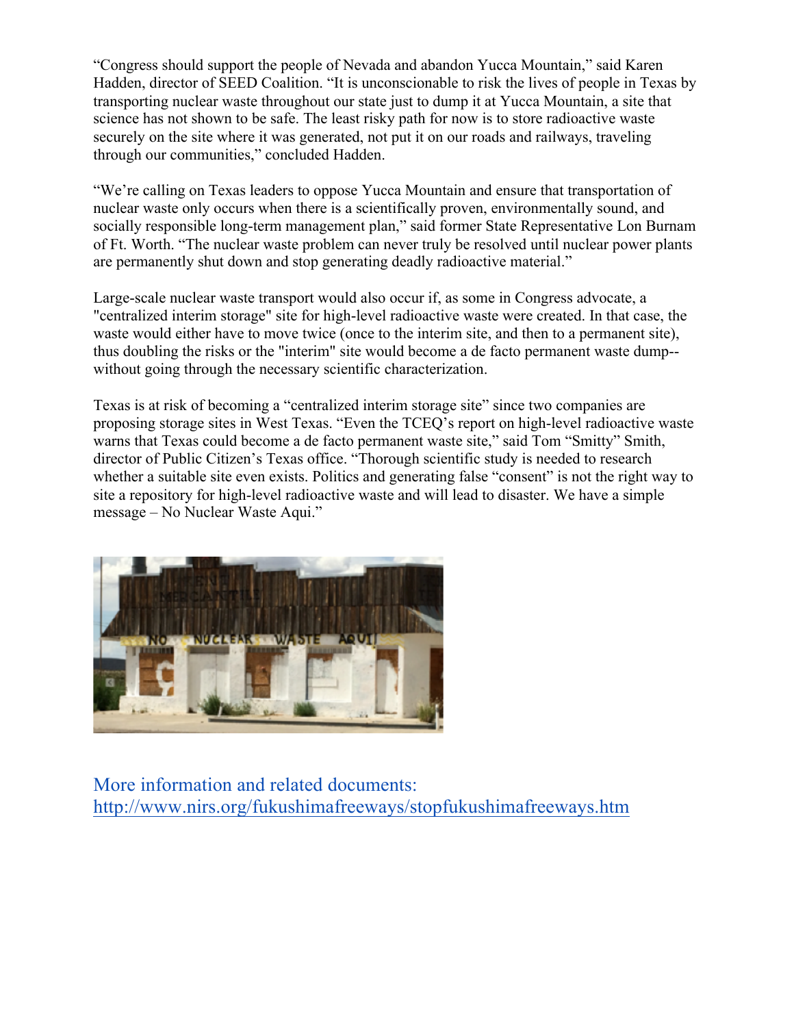"Congress should support the people of Nevada and abandon Yucca Mountain," said Karen Hadden, director of SEED Coalition. "It is unconscionable to risk the lives of people in Texas by transporting nuclear waste throughout our state just to dump it at Yucca Mountain, a site that science has not shown to be safe. The least risky path for now is to store radioactive waste securely on the site where it was generated, not put it on our roads and railways, traveling through our communities," concluded Hadden.

"We're calling on Texas leaders to oppose Yucca Mountain and ensure that transportation of nuclear waste only occurs when there is a scientifically proven, environmentally sound, and socially responsible long-term management plan," said former State Representative Lon Burnam of Ft. Worth. "The nuclear waste problem can never truly be resolved until nuclear power plants are permanently shut down and stop generating deadly radioactive material."

Large-scale nuclear waste transport would also occur if, as some in Congress advocate, a "centralized interim storage" site for high-level radioactive waste were created. In that case, the waste would either have to move twice (once to the interim site, and then to a permanent site), thus doubling the risks or the "interim" site would become a de facto permanent waste dump--without going through the necessary scientific characterization.

Texas is at risk of becoming a "centralized interim storage site" since two companies are proposing storage sites in West Texas. "Even the TCEQ's report on high-level radioactive waste warns that Texas could become a de facto permanent waste site," said Tom "Smitty" Smith, director of Public Citizen's Texas office. "Thorough scientific study is needed to research whether a suitable site even exists. Politics and generating false "consent" is not the right way to site a repository for high-level radioactive waste and will lead to disaster. We have a simple message – No Nuclear Waste Aqui."

More information and related documents: [http://www.nirs.org/fukushimafreeways/stopfukushimafreeways.htm](http://www.nirs.org/fukushimafreeways/stopfukushimafreeways.htm)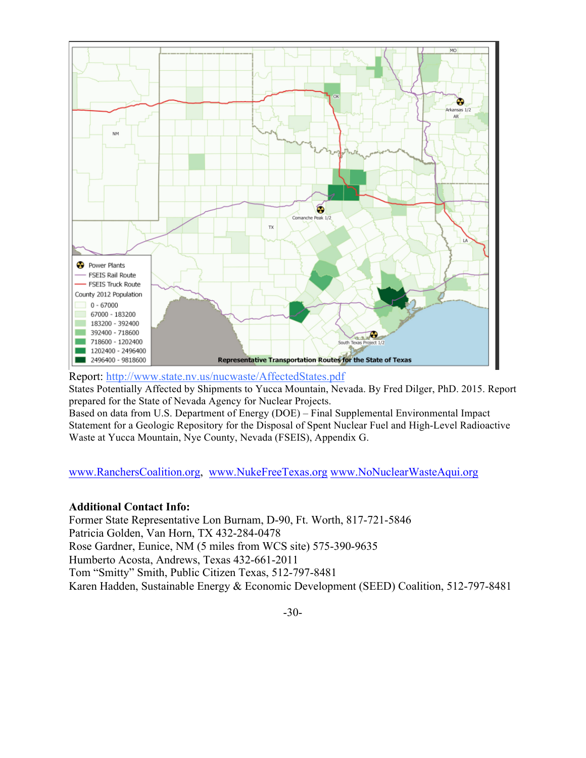Power Plants
FSEIS Rail Route
FSEIS Truck Route
County 2012 Population
0 - 67000
67000 - 183200
183200 - 392400
392400 - 718600
718600 - 1202400
1202400 - 2496400
2496400 - 9818600

MO
OK
Arkansas 1/2
AR
NM
Comanche Peak 1/2
TX
LA
South Texas Project 1/2

Representative Transportation Routes for the State of Texas

Report: http://www.state.nv.us/nucwaste/AffectedStates.pdf
States Potentially Affected by Shipments to Yucca Mountain, Nevada. By Fred Dilger, PhD. 2015. Report prepared for the State of Nevada Agency for Nuclear Projects.
Based on data from U.S. Department of Energy (DOE) – Final Supplemental Environmental Impact Statement for a Geologic Repository for the Disposal of Spent Nuclear Fuel and High-Level Radioactive Waste at Yucca Mountain, Nye County, Nevada (FSEIS), Appendix G.

www.RanchersCoalition.org, www.NukeFreeTexas.org www.NoNuclearWasteAqui.org

**Additional Contact Info:**
Former State Representative Lon Burnam, D-90, Ft. Worth, 817-721-5846
Patricia Golden, Van Horn, TX 432-284-0478
Rose Gardner, Eunice, NM (5 miles from WCS site) 575-390-9635
Humberto Acosta, Andrews, Texas 432-661-2011
Tom "Smitty" Smith, Public Citizen Texas, 512-797-8481
Karen Hadden, Sustainable Energy & Economic Development (SEED) Coalition, 512-797-8481